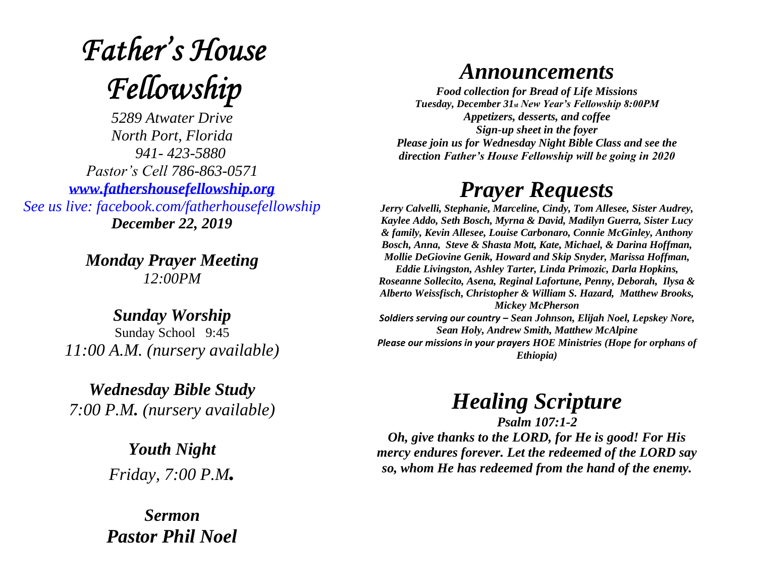# *Father's House Fellowship*

*5289 Atwater Drive*
*North Port, Florida*
*941- 423-5880*
*Pastor's Cell 786-863-0571*
*www.fathershousefellowship.org*
*See us live: facebook.com/fatherhousefellowship*
***December 22, 2019***

***Monday Prayer Meeting***
*12:00PM*

***Sunday Worship***
Sunday School 9:45
*11:00 A.M. (nursery available)*

***Wednesday Bible Study***
*7:00 P.M. (nursery available)*

***Youth Night***
*Friday, 7:00 P.M.*

***Sermon***
***Pastor Phil Noel***

## *Announcements*

***Food collection for Bread of Life Missions***
***Tuesday, December 31st New Year's Fellowship 8:00PM***
***Appetizers, desserts, and coffee***
***Sign-up sheet in the foyer***
***Please join us for Wednesday Night Bible Class and see the direction Father's House Fellowship will be going in 2020***

## *Prayer Requests*

***Jerry Calvelli, Stephanie, Marceline, Cindy, Tom Allesee, Sister Audrey, Kaylee Addo, Seth Bosch, Myrna & David, Madilyn Guerra, Sister Lucy & family, Kevin Allesee, Louise Carbonaro, Connie McGinley, Anthony Bosch, Anna, Steve & Shasta Mott, Kate, Michael, & Darina Hoffman, Mollie DeGiovine Genik, Howard and Skip Snyder, Marissa Hoffman, Eddie Livingston, Ashley Tarter, Linda Primozic, Darla Hopkins, Roseanne Sollecito, Asena, Reginal Lafortune, Penny, Deborah, Ilysa & Alberto Weissfisch, Christopher & William S. Hazard, Matthew Brooks, Mickey McPherson***

***Soldiers serving our country – Sean Johnson, Elijah Noel, Lepskey Nore, Sean Holy, Andrew Smith, Matthew McAlpine***

***Please our missions in your prayers HOE Ministries (Hope for orphans of Ethiopia)***

## *Healing Scripture*

***Psalm 107:1-2***
***Oh, give thanks to the LORD, for He is good! For His mercy endures forever. Let the redeemed of the LORD say so, whom He has redeemed from the hand of the enemy.***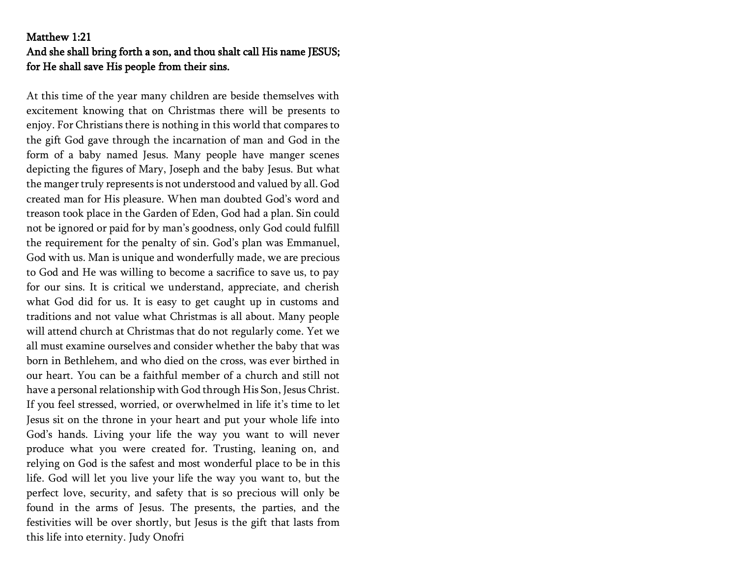**Matthew 1:21**
**And she shall bring forth a son, and thou shalt call His name JESUS; for He shall save His people from their sins.**

At this time of the year many children are beside themselves with excitement knowing that on Christmas there will be presents to enjoy. For Christians there is nothing in this world that compares to the gift God gave through the incarnation of man and God in the form of a baby named Jesus. Many people have manger scenes depicting the figures of Mary, Joseph and the baby Jesus. But what the manger truly represents is not understood and valued by all. God created man for His pleasure. When man doubted God's word and treason took place in the Garden of Eden, God had a plan. Sin could not be ignored or paid for by man's goodness, only God could fulfill the requirement for the penalty of sin. God's plan was Emmanuel, God with us. Man is unique and wonderfully made, we are precious to God and He was willing to become a sacrifice to save us, to pay for our sins. It is critical we understand, appreciate, and cherish what God did for us. It is easy to get caught up in customs and traditions and not value what Christmas is all about. Many people will attend church at Christmas that do not regularly come. Yet we all must examine ourselves and consider whether the baby that was born in Bethlehem, and who died on the cross, was ever birthed in our heart. You can be a faithful member of a church and still not have a personal relationship with God through His Son, Jesus Christ. If you feel stressed, worried, or overwhelmed in life it's time to let Jesus sit on the throne in your heart and put your whole life into God's hands. Living your life the way you want to will never produce what you were created for. Trusting, leaning on, and relying on God is the safest and most wonderful place to be in this life. God will let you live your life the way you want to, but the perfect love, security, and safety that is so precious will only be found in the arms of Jesus. The presents, the parties, and the festivities will be over shortly, but Jesus is the gift that lasts from this life into eternity. Judy Onofri